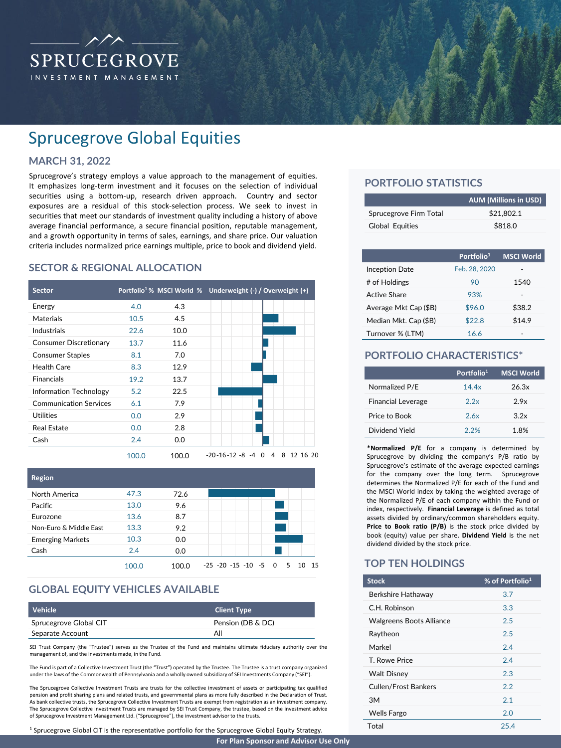# Sprucegrove Global Equities

## MARCH 31, 2022

Sprucegrove's strategy employs a value approach to the management of equities. It emphasizes long-term investment and it focuses on the selection of individual securities using a bottom-up, research driven approach. Country and sector exposures are a residual of this stock-selection process. We seek to invest in securities that meet our standards of investment quality including a history of above average financial performance, a secure financial position, reputable management, and a growth opportunity in terms of sales, earnings, and share price. Our valuation criteria includes normalized price earnings multiple, price to book and dividend yield.

## SECTOR & REGIONAL ALLOCATION

| Sector | Portfolio[1] % | MSCI World % |
|---|---|---|
| Energy | 4.0 | 4.3 |
| Materials | 10.5 | 4.5 |
| Industrials | 22.6 | 10.0 |
| Consumer Discretionary | 13.7 | 11.6 |
| Consumer Staples | 8.1 | 7.0 |
| Health Care | 8.3 | 12.9 |
| Financials | 19.2 | 13.7 |
| Information Technology | 5.2 | 22.5 |
| Communication Services | 6.1 | 7.9 |
| Utilities | 0.0 | 2.9 |
| Real Estate | 0.0 | 2.8 |
| Cash | 2.4 | 0.0 |
| | 100.0 | 100.0 |

| Region | Portfolio[1] % | MSCI World % |
|---|---|---|
| North America | 47.3 | 72.6 |
| Pacific | 13.0 | 9.6 |
| Eurozone | 13.6 | 8.7 |
| Non-Euro & Middle East | 13.3 | 9.2 |
| Emerging Markets | 10.3 | 0.0 |
| Cash | 2.4 | 0.0 |
| | 100.0 | 100.0 |

## GLOBAL EQUITY VEHICLES AVAILABLE

| Vehicle | Client Type |
|---|---|
| Sprucegrove Global CIT | Pension (DB & DC) |
| Separate Account | All |

SEI Trust Company (the "Trustee") serves as the Trustee of the Fund and maintains ultimate fiduciary authority over the management of, and the investments made, in the Fund.

The Fund is part of a Collective Investment Trust (the "Trust") operated by the Trustee. The Trustee is a trust company organized under the laws of the Commonwealth of Pennsylvania and a wholly owned subsidiary of SEI Investments Company ("SEI").

The Sprucegrove Collective Investment Trusts are trusts for the collective investment of assets or participating tax qualified pension and profit sharing plans and related trusts, and governmental plans as more fully described in the Declaration of Trust. As bank collective trusts, the Sprucegrove Collective Investment Trusts are exempt from registration as an investment company. The Sprucegrove Collective Investment Trusts are managed by SEI Trust Company, the trustee, based on the investment advice of Sprucegrove Investment Management Ltd. ("Sprucegrove"), the investment advisor to the trusts.

[1] Sprucegrove Global CIT is the representative portfolio for the Sprucegrove Global Equity Strategy.

## PORTFOLIO STATISTICS

| | AUM (Millions in USD) |
|---|---|
| Sprucegrove Firm Total | $21,802.1 |
| Global Equities | $818.0 |

| | Portfolio[1] | MSCI World |
|---|---|---|
| Inception Date | Feb. 28, 2020 | - |
| # of Holdings | 90 | 1540 |
| Active Share | 93% | - |
| Average Mkt Cap ($B) | $96.0 | $38.2 |
| Median Mkt. Cap ($B) | $22.8 | $14.9 |
| Turnover % (LTM) | 16.6 | - |

## PORTFOLIO CHARACTERISTICS*

| | Portfolio[1] | MSCI World |
|---|---|---|
| Normalized P/E | 14.4x | 26.3x |
| Financial Leverage | 2.2x | 2.9x |
| Price to Book | 2.6x | 3.2x |
| Dividend Yield | 2.2% | 1.8% |

***Normalized P/E** for a company is determined by Sprucegrove by dividing the company's P/B ratio by Sprucegrove's estimate of the average expected earnings for the company over the long term. Sprucegrove determines the Normalized P/E for each of the Fund and the MSCI World index by taking the weighted average of the Normalized P/E of each company within the Fund or index, respectively. **Financial Leverage** is defined as total assets divided by ordinary/common shareholders equity. **Price to Book ratio (P/B)** is the stock price divided by book (equity) value per share. **Dividend Yield** is the net dividend divided by the stock price.

## TOP TEN HOLDINGS

| Stock | % of Portfolio[1] |
|---|---|
| Berkshire Hathaway | 3.7 |
| C.H. Robinson | 3.3 |
| Walgreens Boots Alliance | 2.5 |
| Raytheon | 2.5 |
| Markel | 2.4 |
| T. Rowe Price | 2.4 |
| Walt Disney | 2.3 |
| Cullen/Frost Bankers | 2.2 |
| 3M | 2.1 |
| Wells Fargo | 2.0 |
| Total | 25.4 |

For Plan Sponsor and Advisor Use Only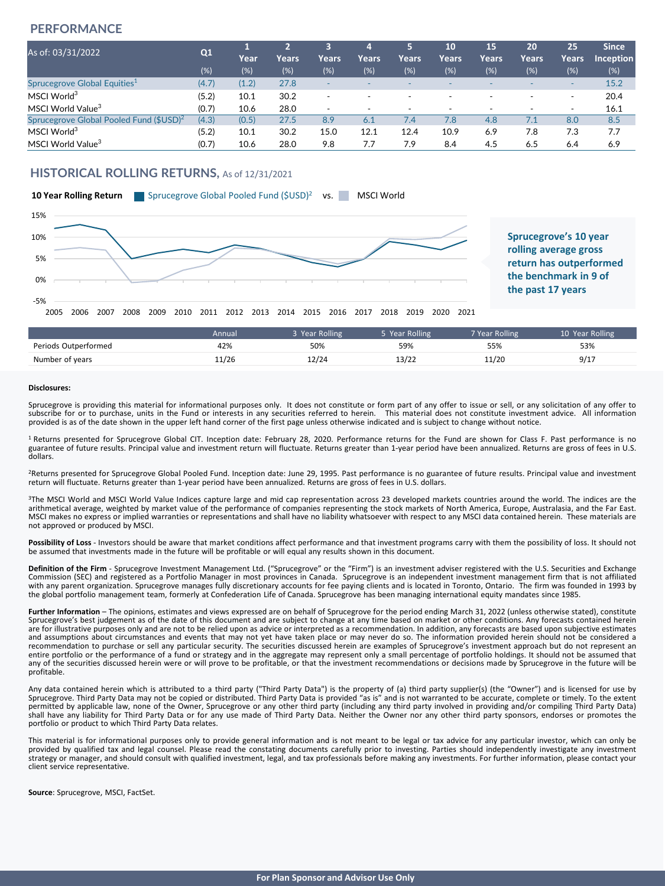## PERFORMANCE

| As of: 03/31/2022 | Q1 | 1 Year | 2 Years | 3 Years | 4 Years | 5 Years | 10 Years | 15 Years | 20 Years | 25 Years | Since Inception |
|---|---|---|---|---|---|---|---|---|---|---|---|
| | (%) | (%) | (%) | (%) | (%) | (%) | (%) | (%) | (%) | (%) | (%) |
| Sprucegrove Global Equities[1] | (4.7) | (1.2) | 27.8 | - | - | - | - | - | - | - | 15.2 |
| MSCI World[3] | (5.2) | 10.1 | 30.2 | - | - | - | - | - | - | - | 20.4 |
| MSCI World Value[3] | (0.7) | 10.6 | 28.0 | - | - | - | - | - | - | - | 16.1 |
| Sprucegrove Global Pooled Fund ($USD)[2] | (4.3) | (0.5) | 27.5 | 8.9 | 6.1 | 7.4 | 7.8 | 4.8 | 7.1 | 8.0 | 8.5 |
| MSCI World[3] | (5.2) | 10.1 | 30.2 | 15.0 | 12.1 | 12.4 | 10.9 | 6.9 | 7.8 | 7.3 | 7.7 |
| MSCI World Value[3] | (0.7) | 10.6 | 28.0 | 9.8 | 7.7 | 7.9 | 8.4 | 4.5 | 6.5 | 6.4 | 6.9 |

## HISTORICAL ROLLING RETURNS, As of 12/31/2021

**10 Year Rolling Return** Sprucegrove Global Pooled Fund ($USD)[2] vs. MSCI World

15%
10%
5%
0%
-5%

2005 2006 2007 2008 2009 2010 2011 2012 2013 2014 2015 2016 2017 2018 2019 2020 2021

**Sprucegrove's 10 year rolling average gross return has outperformed the benchmark in 9 of the past 17 years**

| | Annual | 3 Year Rolling | 5 Year Rolling | 7 Year Rolling | 10 Year Rolling |
|---|---|---|---|---|---|
| Periods Outperformed | 42% | 50% | 59% | 55% | 53% |
| Number of years | 11/26 | 12/24 | 13/22 | 11/20 | 9/17 |

**Disclosures:**

Sprucegrove is providing this material for informational purposes only. It does not constitute or form part of any offer to issue or sell, or any solicitation of any offer to subscribe for or to purchase, units in the Fund or interests in any securities referred to herein. This material does not constitute investment advice. All information provided is as of the date shown in the upper left hand corner of the first page unless otherwise indicated and is subject to change without notice.

[1] Returns presented for Sprucegrove Global CIT. Inception date: February 28, 2020. Performance returns for the Fund are shown for Class F. Past performance is no guarantee of future results. Principal value and investment return will fluctuate. Returns greater than 1-year period have been annualized. Returns are gross of fees in U.S. dollars.

[2] Returns presented for Sprucegrove Global Pooled Fund. Inception date: June 29, 1995. Past performance is no guarantee of future results. Principal value and investment return will fluctuate. Returns greater than 1-year period have been annualized. Returns are gross of fees in U.S. dollars.

[3] The MSCI World and MSCI World Value Indices capture large and mid cap representation across 23 developed markets countries around the world. The indices are the arithmetical average, weighted by market value of the performance of companies representing the stock markets of North America, Europe, Australasia, and the Far East. MSCI makes no express or implied warranties or representations and shall have no liability whatsoever with respect to any MSCI data contained herein. These materials are not approved or produced by MSCI.

**Possibility of Loss** - Investors should be aware that market conditions affect performance and that investment programs carry with them the possibility of loss. It should not be assumed that investments made in the future will be profitable or will equal any results shown in this document.

**Definition of the Firm** - Sprucegrove Investment Management Ltd. ("Sprucegrove" or the "Firm") is an investment adviser registered with the U.S. Securities and Exchange Commission (SEC) and registered as a Portfolio Manager in most provinces in Canada. Sprucegrove is an independent investment management firm that is not affiliated with any parent organization. Sprucegrove manages fully discretionary accounts for fee paying clients and is located in Toronto, Ontario. The firm was founded in 1993 by the global portfolio management team, formerly at Confederation Life of Canada. Sprucegrove has been managing international equity mandates since 1985.

**Further Information** – The opinions, estimates and views expressed are on behalf of Sprucegrove for the period ending March 31, 2022 (unless otherwise stated), constitute Sprucegrove's best judgement as of the date of this document and are subject to change at any time based on market or other conditions. Any forecasts contained herein are for illustrative purposes only and are not to be relied upon as advice or interpreted as a recommendation. In addition, any forecasts are based upon subjective estimates and assumptions about circumstances and events that may not yet have taken place or may never do so. The information provided herein should not be considered a recommendation to purchase or sell any particular security. The securities discussed herein are examples of Sprucegrove's investment approach but do not represent an entire portfolio or the performance of a fund or strategy and in the aggregate may represent only a small percentage of portfolio holdings. It should not be assumed that any of the securities discussed herein were or will prove to be profitable, or that the investment recommendations or decisions made by Sprucegrove in the future will be profitable.

Any data contained herein which is attributed to a third party ("Third Party Data") is the property of (a) third party supplier(s) (the "Owner") and is licensed for use by Sprucegrove. Third Party Data may not be copied or distributed. Third Party Data is provided "as is" and is not warranted to be accurate, complete or timely. To the extent permitted by applicable law, none of the Owner, Sprucegrove or any other third party (including any third party involved in providing and/or compiling Third Party Data) shall have any liability for Third Party Data or for any use made of Third Party Data. Neither the Owner nor any other third party sponsors, endorses or promotes the portfolio or product to which Third Party Data relates.

This material is for informational purposes only to provide general information and is not meant to be legal or tax advice for any particular investor, which can only be provided by qualified tax and legal counsel. Please read the constating documents carefully prior to investing. Parties should independently investigate any investment strategy or manager, and should consult with qualified investment, legal, and tax professionals before making any investments. For further information, please contact your client service representative.

**Source**: Sprucegrove, MSCI, FactSet.

For Plan Sponsor and Advisor Use Only